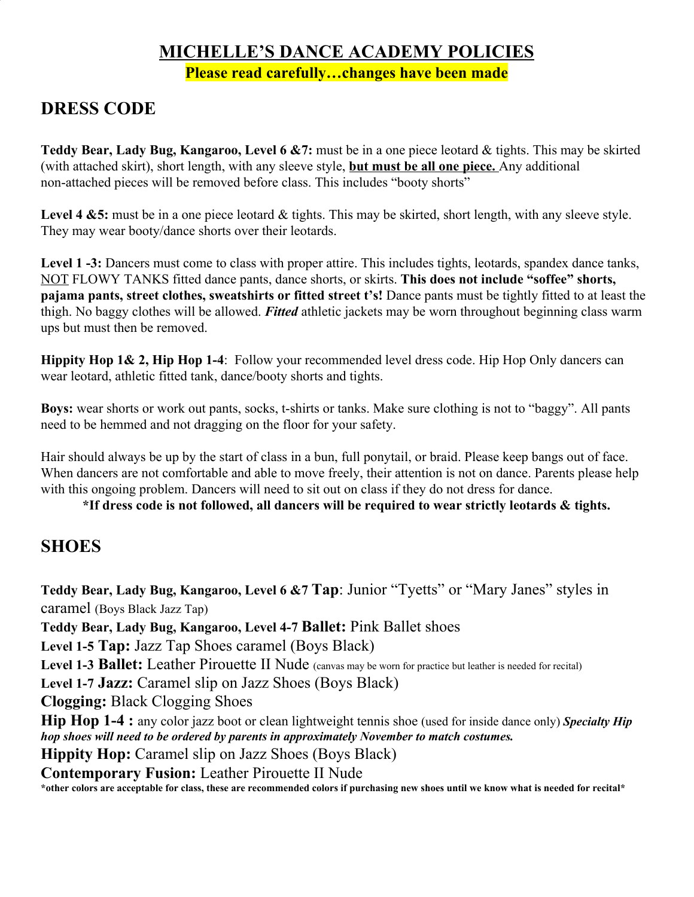# MICHELLE'S DANCE ACADEMY POLICIES

**Please read carefully…changes have been made**

## DRESS CODE

**Teddy Bear, Lady Bug, Kangaroo, Level 6 &7:** must be in a one piece leotard & tights. This may be skirted (with attached skirt), short length, with any sleeve style, **but must be all one piece.** Any additional non-attached pieces will be removed before class. This includes "booty shorts"

**Level 4 &5:** must be in a one piece leotard & tights. This may be skirted, short length, with any sleeve style. They may wear booty/dance shorts over their leotards.

**Level 1 -3:** Dancers must come to class with proper attire. This includes tights, leotards, spandex dance tanks, NOT FLOWY TANKS fitted dance pants, dance shorts, or skirts. **This does not include "soffee" shorts, pajama pants, street clothes, sweatshirts or fitted street t's!** Dance pants must be tightly fitted to at least the thigh. No baggy clothes will be allowed. ***Fitted*** athletic jackets may be worn throughout beginning class warm ups but must then be removed.

**Hippity Hop 1& 2, Hip Hop 1-4**: Follow your recommended level dress code. Hip Hop Only dancers can wear leotard, athletic fitted tank, dance/booty shorts and tights.

**Boys:** wear shorts or work out pants, socks, t-shirts or tanks. Make sure clothing is not to "baggy". All pants need to be hemmed and not dragging on the floor for your safety.

Hair should always be up by the start of class in a bun, full ponytail, or braid. Please keep bangs out of face. When dancers are not comfortable and able to move freely, their attention is not on dance. Parents please help with this ongoing problem. Dancers will need to sit out on class if they do not dress for dance.

**\*If dress code is not followed, all dancers will be required to wear strictly leotards & tights.**

## SHOES

**Teddy Bear, Lady Bug, Kangaroo, Level 6 &7 Tap**: Junior "Tyetts" or "Mary Janes" styles in caramel (Boys Black Jazz Tap)

**Teddy Bear, Lady Bug, Kangaroo, Level 4-7 Ballet:** Pink Ballet shoes

**Level 1-5 Tap:** Jazz Tap Shoes caramel (Boys Black)

**Level 1-3 Ballet:** Leather Pirouette II Nude (canvas may be worn for practice but leather is needed for recital)

**Level 1-7 Jazz:** Caramel slip on Jazz Shoes (Boys Black)

**Clogging:** Black Clogging Shoes

**Hip Hop 1-4 :** any color jazz boot or clean lightweight tennis shoe (used for inside dance only) ***Specialty Hip hop shoes will need to be ordered by parents in approximately November to match costumes.***

**Hippity Hop:** Caramel slip on Jazz Shoes (Boys Black)

**Contemporary Fusion:** Leather Pirouette II Nude

**\*other colors are acceptable for class, these are recommended colors if purchasing new shoes until we know what is needed for recital\***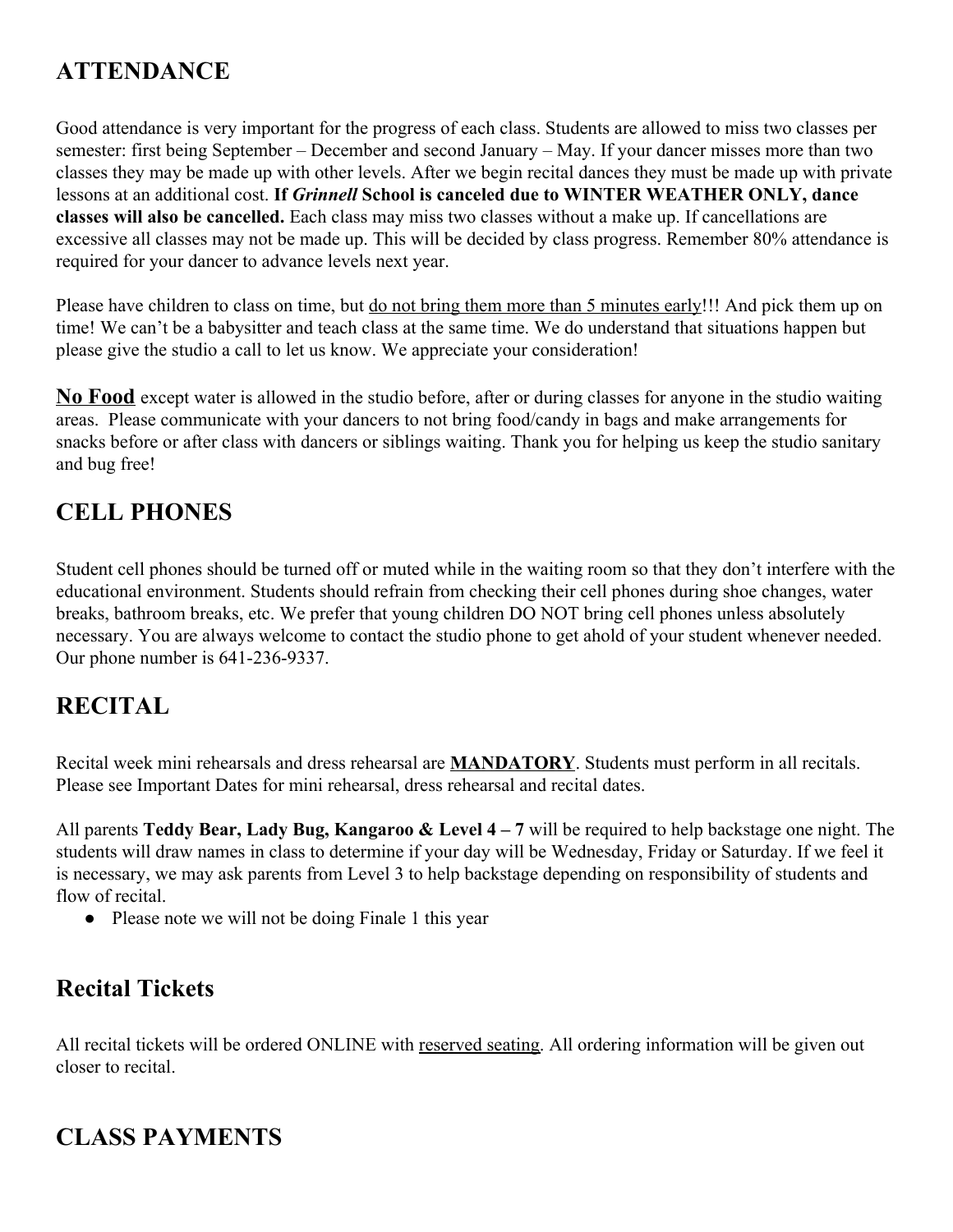## ATTENDANCE

Good attendance is very important for the progress of each class. Students are allowed to miss two classes per semester: first being September – December and second January – May. If your dancer misses more than two classes they may be made up with other levels. After we begin recital dances they must be made up with private lessons at an additional cost. **If *Grinnell* School is canceled due to WINTER WEATHER ONLY, dance classes will also be cancelled.** Each class may miss two classes without a make up. If cancellations are excessive all classes may not be made up. This will be decided by class progress. Remember 80% attendance is required for your dancer to advance levels next year.

Please have children to class on time, but <u>do not bring them more than 5 minutes early</u>!!! And pick them up on time! We can't be a babysitter and teach class at the same time. We do understand that situations happen but please give the studio a call to let us know. We appreciate your consideration!

**<u>No Food</u>** except water is allowed in the studio before, after or during classes for anyone in the studio waiting areas. Please communicate with your dancers to not bring food/candy in bags and make arrangements for snacks before or after class with dancers or siblings waiting. Thank you for helping us keep the studio sanitary and bug free!

## CELL PHONES

Student cell phones should be turned off or muted while in the waiting room so that they don't interfere with the educational environment. Students should refrain from checking their cell phones during shoe changes, water breaks, bathroom breaks, etc. We prefer that young children DO NOT bring cell phones unless absolutely necessary. You are always welcome to contact the studio phone to get ahold of your student whenever needed. Our phone number is 641-236-9337.

## RECITAL

Recital week mini rehearsals and dress rehearsal are **<u>MANDATORY</u>**. Students must perform in all recitals. Please see Important Dates for mini rehearsal, dress rehearsal and recital dates.

All parents **Teddy Bear, Lady Bug, Kangaroo & Level 4 – 7** will be required to help backstage one night. The students will draw names in class to determine if your day will be Wednesday, Friday or Saturday. If we feel it is necessary, we may ask parents from Level 3 to help backstage depending on responsibility of students and flow of recital.

- Please note we will not be doing Finale 1 this year

## Recital Tickets

All recital tickets will be ordered ONLINE with <u>reserved seating</u>. All ordering information will be given out closer to recital.

## CLASS PAYMENTS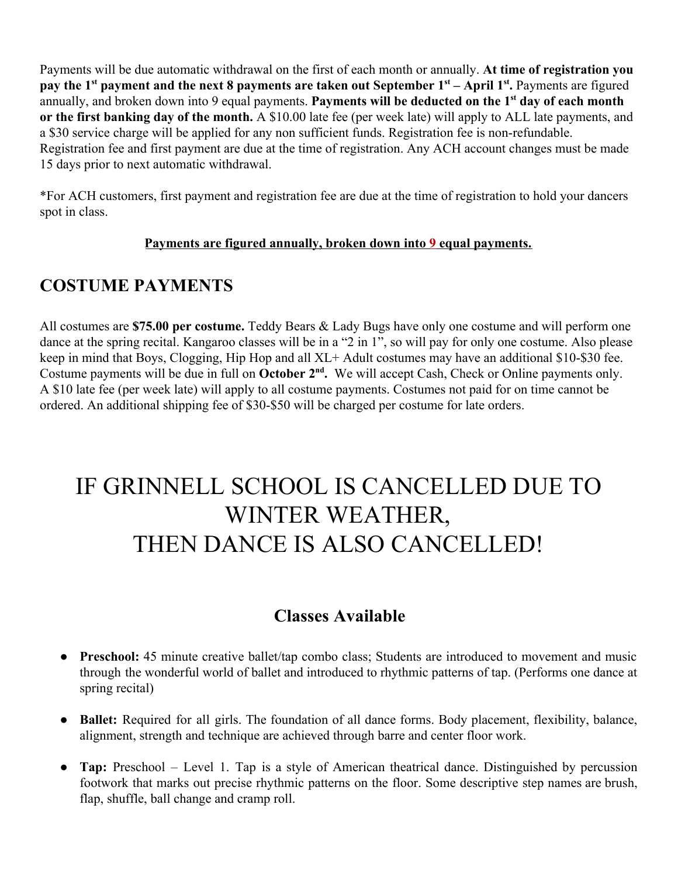Payments will be due automatic withdrawal on the first of each month or annually. **At time of registration you pay the 1st payment and the next 8 payments are taken out September 1st – April 1st.** Payments are figured annually, and broken down into 9 equal payments. **Payments will be deducted on the 1st day of each month or the first banking day of the month.** A $10.00 late fee (per week late) will apply to ALL late payments, and a $30 service charge will be applied for any non sufficient funds. Registration fee is non-refundable. Registration fee and first payment are due at the time of registration. Any ACH account changes must be made 15 days prior to next automatic withdrawal.

*For ACH customers, first payment and registration fee are due at the time of registration to hold your dancers spot in class.

**Payments are figured annually, broken down into 9 equal payments.**

## COSTUME PAYMENTS

All costumes are **$75.00 per costume.** Teddy Bears & Lady Bugs have only one costume and will perform one dance at the spring recital. Kangaroo classes will be in a "2 in 1", so will pay for only one costume. Also please keep in mind that Boys, Clogging, Hip Hop and all XL+ Adult costumes may have an additional $10-$30 fee. Costume payments will be due in full on **October 2nd.** We will accept Cash, Check or Online payments only. A $10 late fee (per week late) will apply to all costume payments. Costumes not paid for on time cannot be ordered. An additional shipping fee of $30-$50 will be charged per costume for late orders.

# IF GRINNELL SCHOOL IS CANCELLED DUE TO WINTER WEATHER, THEN DANCE IS ALSO CANCELLED!

## Classes Available

- **Preschool:** 45 minute creative ballet/tap combo class; Students are introduced to movement and music through the wonderful world of ballet and introduced to rhythmic patterns of tap. (Performs one dance at spring recital)
- **Ballet:** Required for all girls. The foundation of all dance forms. Body placement, flexibility, balance, alignment, strength and technique are achieved through barre and center floor work.
- **Tap:** Preschool – Level 1. Tap is a style of American theatrical dance. Distinguished by percussion footwork that marks out precise rhythmic patterns on the floor. Some descriptive step names are brush, flap, shuffle, ball change and cramp roll.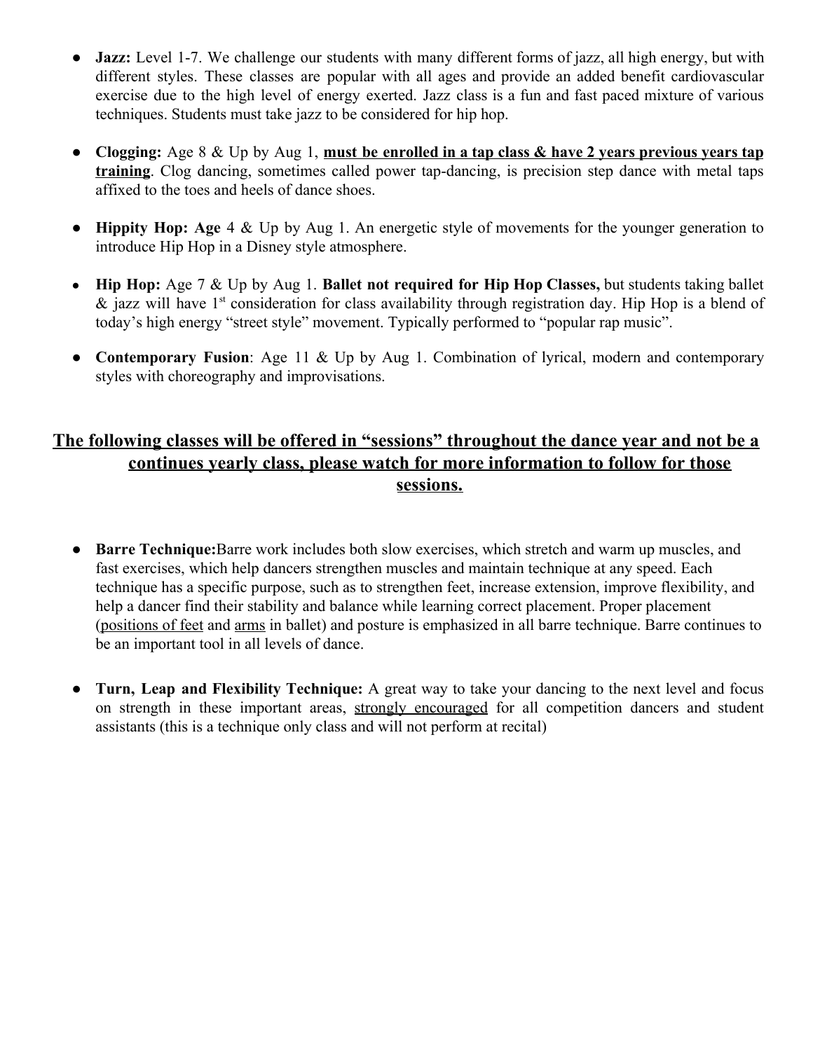- **Jazz:** Level 1-7. We challenge our students with many different forms of jazz, all high energy, but with different styles. These classes are popular with all ages and provide an added benefit cardiovascular exercise due to the high level of energy exerted. Jazz class is a fun and fast paced mixture of various techniques. Students must take jazz to be considered for hip hop.

- **Clogging:** Age 8 & Up by Aug 1, <u>**must be enrolled in a tap class & have 2 years previous years tap training**</u>. Clog dancing, sometimes called power tap-dancing, is precision step dance with metal taps affixed to the toes and heels of dance shoes.

- **Hippity Hop: Age** 4 & Up by Aug 1. An energetic style of movements for the younger generation to introduce Hip Hop in a Disney style atmosphere.

- **Hip Hop:** Age 7 & Up by Aug 1. **Ballet not required for Hip Hop Classes,** but students taking ballet & jazz will have 1st consideration for class availability through registration day. Hip Hop is a blend of today's high energy "street style" movement. Typically performed to "popular rap music".

- **Contemporary Fusion**: Age 11 & Up by Aug 1. Combination of lyrical, modern and contemporary styles with choreography and improvisations.

## <u>The following classes will be offered in "sessions" throughout the dance year and not be a continues yearly class, please watch for more information to follow for those sessions.</u>

- **Barre Technique:**Barre work includes both slow exercises, which stretch and warm up muscles, and fast exercises, which help dancers strengthen muscles and maintain technique at any speed. Each technique has a specific purpose, such as to strengthen feet, increase extension, improve flexibility, and help a dancer find their stability and balance while learning correct placement. Proper placement (<u>positions of feet</u> and <u>arms</u> in ballet) and posture is emphasized in all barre technique. Barre continues to be an important tool in all levels of dance.

- **Turn, Leap and Flexibility Technique:** A great way to take your dancing to the next level and focus on strength in these important areas, <u>strongly encouraged</u> for all competition dancers and student assistants (this is a technique only class and will not perform at recital)